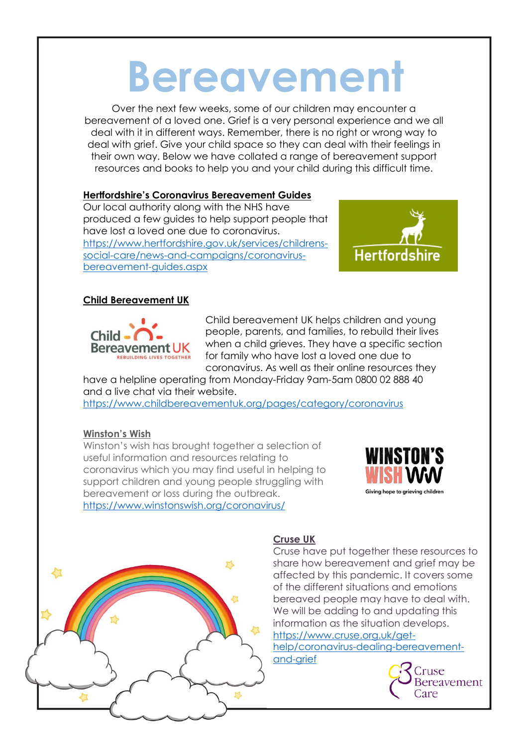# Bereavement

Over the next few weeks, some of our children may encounter a bereavement of a loved one. Grief is a very personal experience and we all deal with it in different ways. Remember, there is no right or wrong way to deal with grief. Give your child space so they can deal with their feelings in their own way. Below we have collated a range of bereavement support resources and books to help you and your child during this difficult time.

**Hertfordshire's Coronavirus Bereavement Guides**

Our local authority along with the NHS have produced a few guides to help support people that have lost a loved one due to coronavirus.
https://www.hertfordshire.gov.uk/services/childrens-social-care/news-and-campaigns/coronavirus-bereavement-guides.aspx

**Child Bereavement UK**

Child bereavement UK helps children and young people, parents, and families, to rebuild their lives when a child grieves. They have a specific section for family who have lost a loved one due to coronavirus. As well as their online resources they have a helpline operating from Monday-Friday 9am-5am 0800 02 888 40 and a live chat via their website.
https://www.childbereavementuk.org/pages/category/coronavirus

**Winston's Wish**

Winston's wish has brought together a selection of useful information and resources relating to coronavirus which you may find useful in helping to support children and young people struggling with bereavement or loss during the outbreak.
https://www.winstonswish.org/coronavirus/

**Cruse UK**

Cruse have put together these resources to share how bereavement and grief may be affected by this pandemic. It covers some of the different situations and emotions bereaved people may have to deal with. We will be adding to and updating this information as the situation develops.
https://www.cruse.org.uk/get-help/coronavirus-dealing-bereavement-and-grief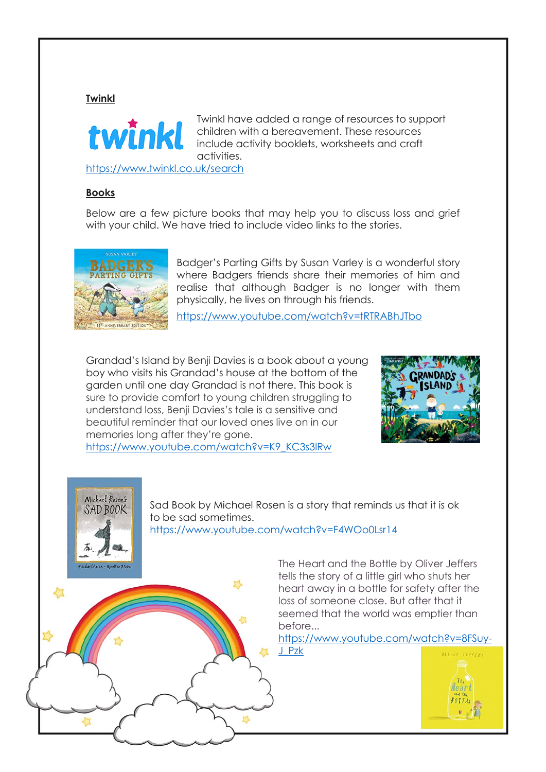**Twinkl**

Twinkl have added a range of resources to support children with a bereavement. These resources include activity booklets, worksheets and craft activities.

https://www.twinkl.co.uk/search

**Books**

Below are a few picture books that may help you to discuss loss and grief with your child. We have tried to include video links to the stories.

Badger's Parting Gifts by Susan Varley is a wonderful story where Badgers friends share their memories of him and realise that although Badger is no longer with them physically, he lives on through his friends.

https://www.youtube.com/watch?v=tRTRABhJTbo

Grandad's Island by Benji Davies is a book about a young boy who visits his Grandad's house at the bottom of the garden until one day Grandad is not there. This book is sure to provide comfort to young children struggling to understand loss, Benji Davies's tale is a sensitive and beautiful reminder that our loved ones live on in our memories long after they're gone.

https://www.youtube.com/watch?v=K9_KC3s3lRw

Sad Book by Michael Rosen is a story that reminds us that it is ok to be sad sometimes.

https://www.youtube.com/watch?v=F4WOo0Lsr14

The Heart and the Bottle by Oliver Jeffers tells the story of a little girl who shuts her heart away in a bottle for safety after the loss of someone close. But after that it seemed that the world was emptier than before...

https://www.youtube.com/watch?v=8FSuy-J_Pzk